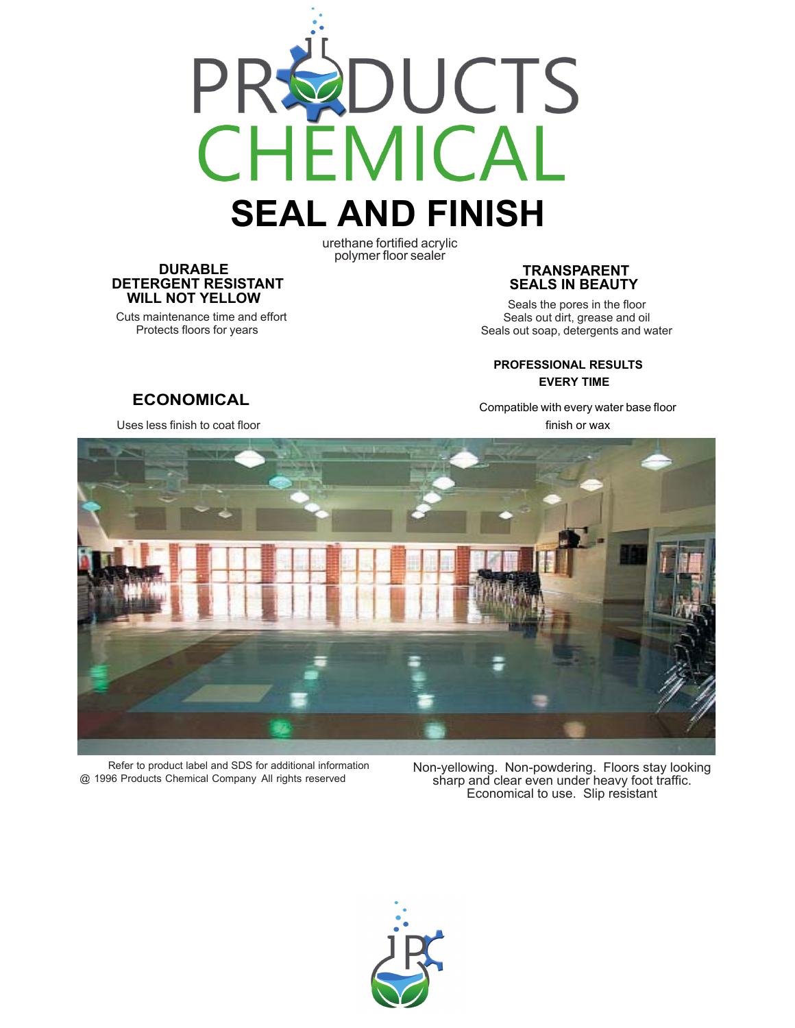# PRODUCTS CHEMICAL

# SEAL AND FINISH

urethane fortified acrylic polymer floor sealer

**DURABLE**
**DETERGENT RESISTANT**
**WILL NOT YELLOW**

Cuts maintenance time and effort
Protects floors for years

**TRANSPARENT**
**SEALS IN BEAUTY**

Seals the pores in the floor
Seals out dirt, grease and oil
Seals out soap, detergents and water

**PROFESSIONAL RESULTS**
**EVERY TIME**

Compatible with every water base floor finish or wax

**ECONOMICAL**

Uses less finish to coat floor

Refer to product label and SDS for additional information
@ 1996 Products Chemical Company All rights reserved

Non-yellowing. Non-powdering. Floors stay looking sharp and clear even under heavy foot traffic. Economical to use. Slip resistant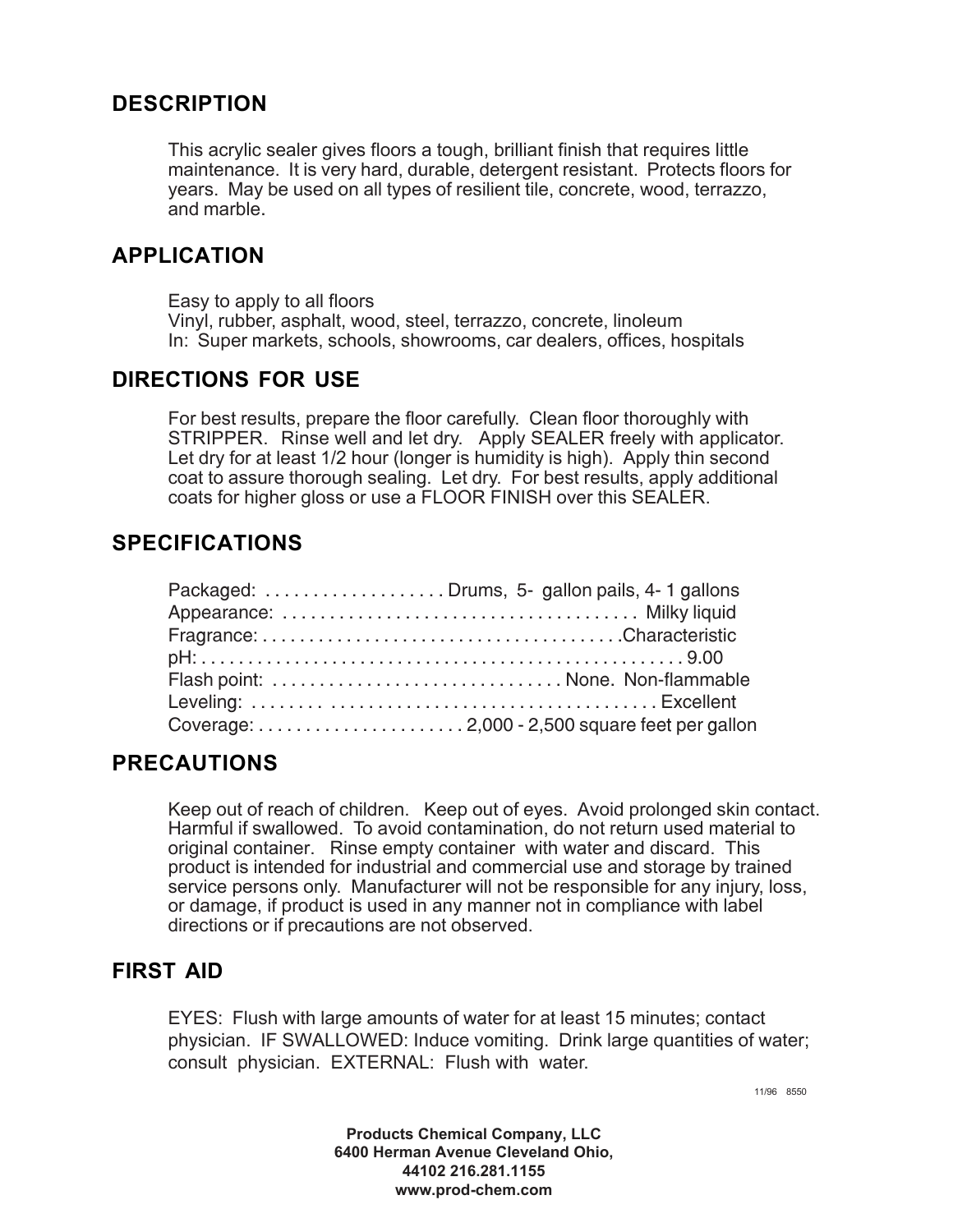## DESCRIPTION

This acrylic sealer gives floors a tough, brilliant finish that requires little maintenance. It is very hard, durable, detergent resistant. Protects floors for years. May be used on all types of resilient tile, concrete, wood, terrazzo, and marble.

## APPLICATION

Easy to apply to all floors
Vinyl, rubber, asphalt, wood, steel, terrazzo, concrete, linoleum
In: Super markets, schools, showrooms, car dealers, offices, hospitals

## DIRECTIONS FOR USE

For best results, prepare the floor carefully. Clean floor thoroughly with STRIPPER. Rinse well and let dry. Apply SEALER freely with applicator. Let dry for at least 1/2 hour (longer is humidity is high). Apply thin second coat to assure thorough sealing. Let dry. For best results, apply additional coats for higher gloss or use a FLOOR FINISH over this SEALER.

## SPECIFICATIONS

Packaged: . . . . . . . . . . . . . . . . . . . Drums, 5- gallon pails, 4- 1 gallons
Appearance: . . . . . . . . . . . . . . . . . . . . . . . . . . . . . . . . . . . . . Milky liquid
Fragrance: . . . . . . . . . . . . . . . . . . . . . . . . . . . . . . . . . . . . . .Characteristic
pH: . . . . . . . . . . . . . . . . . . . . . . . . . . . . . . . . . . . . . . . . . . . . . . . . . . . 9.00
Flash point: . . . . . . . . . . . . . . . . . . . . . . . . . . . . . . None. Non-flammable
Leveling: . . . . . . . . . . . . . . . . . . . . . . . . . . . . . . . . . . . . . . . . . . . . Excellent
Coverage: . . . . . . . . . . . . . . . . . . . . . . 2,000 - 2,500 square feet per gallon

## PRECAUTIONS

Keep out of reach of children. Keep out of eyes. Avoid prolonged skin contact. Harmful if swallowed. To avoid contamination, do not return used material to original container. Rinse empty container with water and discard. This product is intended for industrial and commercial use and storage by trained service persons only. Manufacturer will not be responsible for any injury, loss, or damage, if product is used in any manner not in compliance with label directions or if precautions are not observed.

## FIRST AID

EYES: Flush with large amounts of water for at least 15 minutes; contact physician. IF SWALLOWED: Induce vomiting. Drink large quantities of water; consult physician. EXTERNAL: Flush with water.

11/96 8550

**Products Chemical Company, LLC**
**6400 Herman Avenue Cleveland Ohio,**
**44102 216.281.1155**
**www.prod-chem.com**